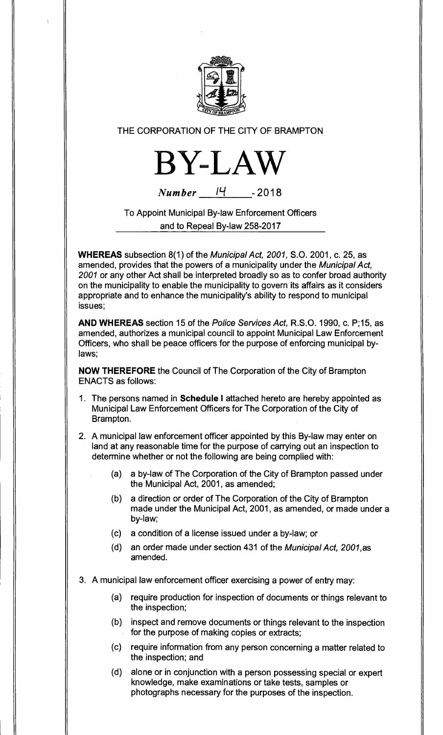THE CORPORATION OF THE CITY OF BRAMPTON

# BY-LAW

*Number* 14 - 2018

To Appoint Municipal By-law Enforcement Officers and to Repeal By-law 258-2017

**WHEREAS** subsection 8(1) of the *Municipal Act, 2001*, S.O. 2001, c. 25, as amended, provides that the powers of a municipality under the *Municipal Act, 2001* or any other Act shall be interpreted broadly so as to confer broad authority on the municipality to enable the municipality to govern its affairs as it considers appropriate and to enhance the municipality's ability to respond to municipal issues;

**AND WHEREAS** section 15 of the *Police Services Act*, R.S.O. 1990, c. P;15, as amended, authorizes a municipal council to appoint Municipal Law Enforcement Officers, who shall be peace officers for the purpose of enforcing municipal by-laws;

**NOW THEREFORE** the Council of The Corporation of the City of Brampton ENACTS as follows:

1. The persons named in **Schedule I** attached hereto are hereby appointed as Municipal Law Enforcement Officers for The Corporation of the City of Brampton.

2. A municipal law enforcement officer appointed by this By-law may enter on land at any reasonable time for the purpose of carrying out an inspection to determine whether or not the following are being complied with:

   (a) a by-law of The Corporation of the City of Brampton passed under the Municipal Act, 2001, as amended;

   (b) a direction or order of The Corporation of the City of Brampton made under the Municipal Act, 2001, as amended, or made under a by-law;

   (c) a condition of a license issued under a by-law; or

   (d) an order made under section 431 of the *Municipal Act, 2001*,as amended.

3. A municipal law enforcement officer exercising a power of entry may:

   (a) require production for inspection of documents or things relevant to the inspection;

   (b) inspect and remove documents or things relevant to the inspection for the purpose of making copies or extracts;

   (c) require information from any person concerning a matter related to the inspection; and

   (d) alone or in conjunction with a person possessing special or expert knowledge, make examinations or take tests, samples or photographs necessary for the purposes of the inspection.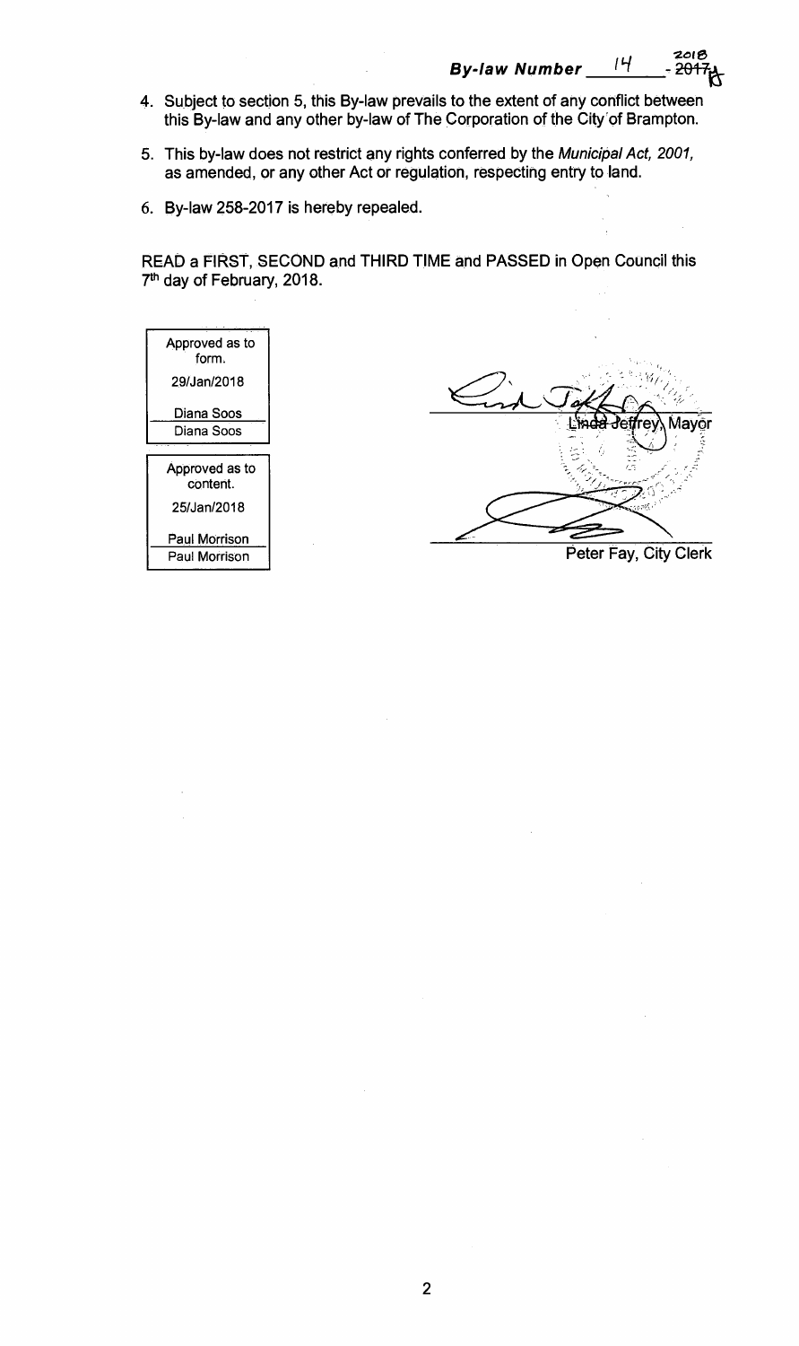**By-law Number** 14 - ~~2017~~ 2018

4. Subject to section 5, this By-law prevails to the extent of any conflict between this By-law and any other by-law of The Corporation of the City of Brampton.

5. This by-law does not restrict any rights conferred by the *Municipal Act, 2001*, as amended, or any other Act or regulation, respecting entry to land.

6. By-law 258-2017 is hereby repealed.

READ a FIRST, SECOND and THIRD TIME and PASSED in Open Council this 7th day of February, 2018.

| Approved as to form. |
| --- |
| 29/Jan/2018 |
| Diana Soos |
| Diana Soos |

| Approved as to content. |
| --- |
| 25/Jan/2018 |
| Paul Morrison |
| Paul Morrison |

Linda Jeffrey, Mayor

Peter Fay, City Clerk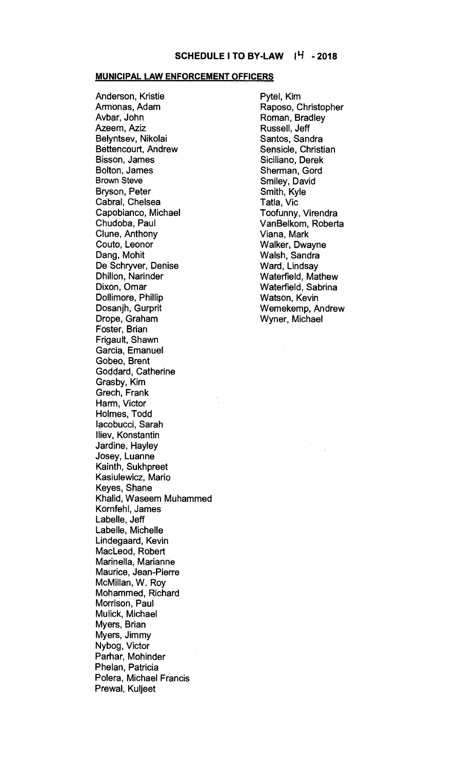## SCHEDULE I TO BY-LAW 14 - 2018

### MUNICIPAL LAW ENFORCEMENT OFFICERS

Anderson, Kristie
Armonas, Adam
Avbar, John
Azeem, Aziz
Belyntsev, Nikolai
Bettencourt, Andrew
Bisson, James
Bolton, James
Brown Steve
Bryson, Peter
Cabral, Chelsea
Capobianco, Michael
Chudoba, Paul
Clune, Anthony
Couto, Leonor
Dang, Mohit
De Schryver, Denise
Dhillon, Narinder
Dixon, Omar
Dollimore, Phillip
Dosanjh, Gurprit
Drope, Graham
Foster, Brian
Frigault, Shawn
Garcia, Emanuel
Gobeo, Brent
Goddard, Catherine
Grasby, Kim
Grech, Frank
Harm, Victor
Holmes, Todd
Iacobucci, Sarah
Iliev, Konstantin
Jardine, Hayley
Josey, Luanne
Kainth, Sukhpreet
Kasiulewicz, Mario
Keyes, Shane
Khalid, Waseem Muhammed
Kornfehl, James
Labelle, Jeff
Labelle, Michelle
Lindegaard, Kevin
MacLeod, Robert
Marinella, Marianne
Maurice, Jean-Pierre
McMillan, W. Roy
Mohammed, Richard
Morrison, Paul
Mulick, Michael
Myers, Brian
Myers, Jimmy
Nybog, Victor
Parhar, Mohinder
Phelan, Patricia
Polera, Michael Francis
Prewal, Kuljeet
Pytel, Kim
Raposo, Christopher
Roman, Bradley
Russell, Jeff
Santos, Sandra
Sensicle, Christian
Siciliano, Derek
Sherman, Gord
Smiley, David
Smith, Kyle
Tatla, Vic
Toofunny, Virendra
VanBelkom, Roberta
Viana, Mark
Walker, Dwayne
Walsh, Sandra
Ward, Lindsay
Waterfield, Mathew
Waterfield, Sabrina
Watson, Kevin
Wemekemp, Andrew
Wyner, Michael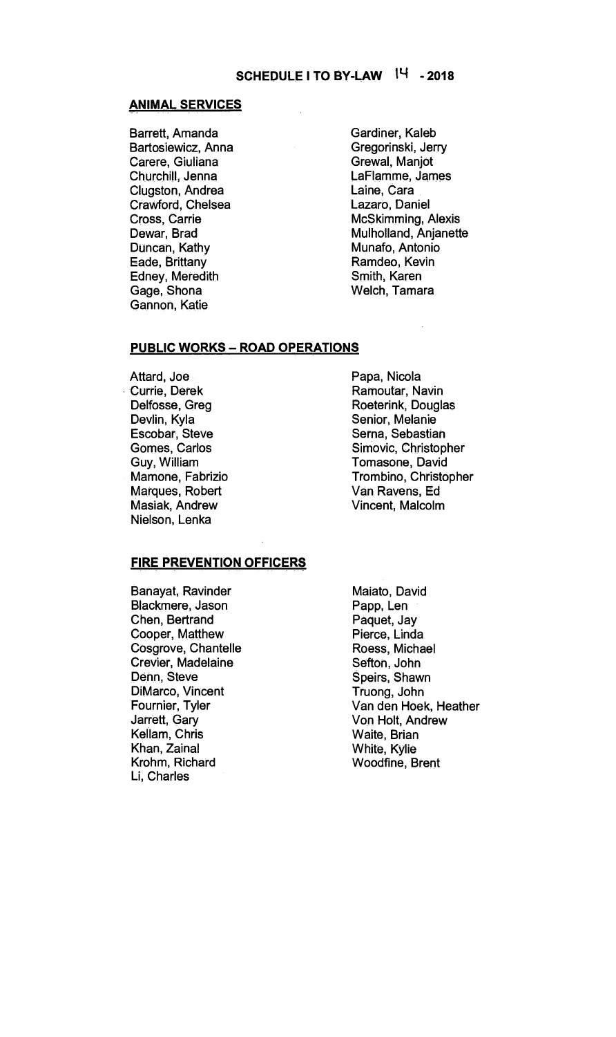# SCHEDULE I TO BY-LAW 14 - 2018

## ANIMAL SERVICES

Barrett, Amanda
Bartosiewicz, Anna
Carere, Giuliana
Churchill, Jenna
Clugston, Andrea
Crawford, Chelsea
Cross, Carrie
Dewar, Brad
Duncan, Kathy
Eade, Brittany
Edney, Meredith
Gage, Shona
Gannon, Katie
Gardiner, Kaleb
Gregorinski, Jerry
Grewal, Manjot
LaFlamme, James
Laine, Cara
Lazaro, Daniel
McSkimming, Alexis
Mulholland, Anjanette
Munafo, Antonio
Ramdeo, Kevin
Smith, Karen
Welch, Tamara

## PUBLIC WORKS – ROAD OPERATIONS

Attard, Joe
Currie, Derek
Delfosse, Greg
Devlin, Kyla
Escobar, Steve
Gomes, Carlos
Guy, William
Mamone, Fabrizio
Marques, Robert
Masiak, Andrew
Nielson, Lenka
Papa, Nicola
Ramoutar, Navin
Roeterink, Douglas
Senior, Melanie
Serna, Sebastian
Simovic, Christopher
Tomasone, David
Trombino, Christopher
Van Ravens, Ed
Vincent, Malcolm

## FIRE PREVENTION OFFICERS

Banayat, Ravinder
Blackmere, Jason
Chen, Bertrand
Cooper, Matthew
Cosgrove, Chantelle
Crevier, Madelaine
Denn, Steve
DiMarco, Vincent
Fournier, Tyler
Jarrett, Gary
Kellam, Chris
Khan, Zainal
Krohm, Richard
Li, Charles
Maiato, David
Papp, Len
Paquet, Jay
Pierce, Linda
Roess, Michael
Sefton, John
Speirs, Shawn
Truong, John
Van den Hoek, Heather
Von Holt, Andrew
Waite, Brian
White, Kylie
Woodfine, Brent